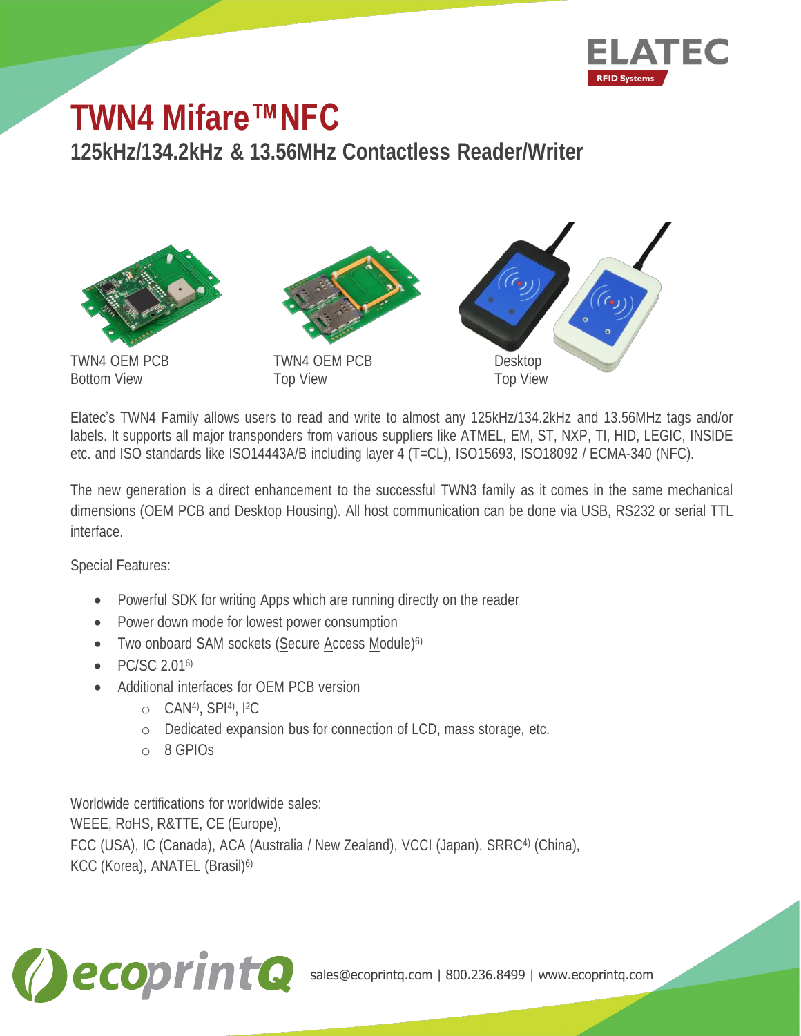# TWN4 Mifare™ NFC

## 125kHz/134.2kHz & 13.56MHz Contactless Reader/Writer

TWN4 OEM PCB
Bottom View

TWN4 OEM PCB
Top View

Desktop
Top View

Elatec's TWN4 Family allows users to read and write to almost any 125kHz/134.2kHz and 13.56MHz tags and/or labels. It supports all major transponders from various suppliers like ATMEL, EM, ST, NXP, TI, HID, LEGIC, INSIDE etc. and ISO standards like ISO14443A/B including layer 4 (T=CL), ISO15693, ISO18092 / ECMA-340 (NFC).

The new generation is a direct enhancement to the successful TWN3 family as it comes in the same mechanical dimensions (OEM PCB and Desktop Housing). All host communication can be done via USB, RS232 or serial TTL interface.

Special Features:

- Powerful SDK for writing Apps which are running directly on the reader
- Power down mode for lowest power consumption
- Two onboard SAM sockets (Secure Access Module)[6)]
- PC/SC 2.01[6)]
- Additional interfaces for OEM PCB version
  - CAN[4)], SPI[4)], I²C
  - Dedicated expansion bus for connection of LCD, mass storage, etc.
  - 8 GPIOs

Worldwide certifications for worldwide sales:
WEEE, RoHS, R&TTE, CE (Europe),
FCC (USA), IC (Canada), ACA (Australia / New Zealand), VCCI (Japan), SRRC[4)] (China),
KCC (Korea), ANATEL (Brasil)[6)]

sales@ecoprintq.com | 800.236.8499 | www.ecoprintq.com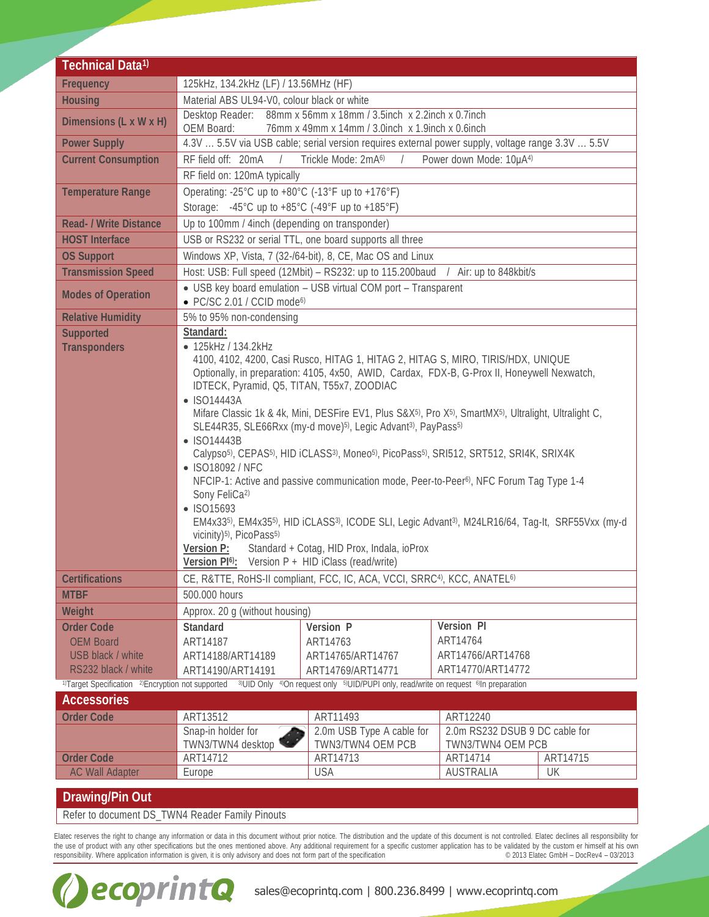## Technical Data[1]

| | | | |
|---|---|---|---|
| **Frequency** | 125kHz, 134.2kHz (LF) / 13.56MHz (HF) | | |
| **Housing** | Material ABS UL94-V0, colour black or white | | |
| **Dimensions (L x W x H)** | Desktop Reader: 88mm x 56mm x 18mm / 3.5inch x 2.2inch x 0.7inch<br>OEM Board: 76mm x 49mm x 14mm / 3.0inch x 1.9inch x 0.6inch | | |
| **Power Supply** | 4.3V … 5.5V via USB cable; serial version requires external power supply, voltage range 3.3V … 5.5V | | |
| **Current Consumption** | RF field off: 20mA / Trickle Mode: 2mA[6] / Power down Mode: 10µA[4]<br>RF field on: 120mA typically | | |
| **Temperature Range** | Operating: -25°C up to +80°C (-13°F up to +176°F)<br>Storage: -45°C up to +85°C (-49°F up to +185°F) | | |
| **Read- / Write Distance** | Up to 100mm / 4inch (depending on transponder) | | |
| **HOST Interface** | USB or RS232 or serial TTL, one board supports all three | | |
| **OS Support** | Windows XP, Vista, 7 (32-/64-bit), 8, CE, Mac OS and Linux | | |
| **Transmission Speed** | Host: USB: Full speed (12Mbit) – RS232: up to 115.200baud / Air: up to 848kbit/s | | |
| **Modes of Operation** | • USB key board emulation – USB virtual COM port – Transparent<br>• PC/SC 2.01 / CCID mode[6] | | |
| **Relative Humidity** | 5% to 95% non-condensing | | |
| **Supported Transponders** | **Standard:**<br>• 125kHz / 134.2kHz<br>4100, 4102, 4200, Casi Rusco, HITAG 1, HITAG 2, HITAG S, MIRO, TIRIS/HDX, UNIQUE<br>Optionally, in preparation: 4105, 4x50, AWID, Cardax, FDX-B, G-Prox II, Honeywell Nexwatch, IDTECK, Pyramid, Q5, TITAN, T55x7, ZOODIAC<br>• ISO14443A<br>Mifare Classic 1k & 4k, Mini, DESFire EV1, Plus S&X[5], Pro X[5], SmartMX[5], Ultralight, Ultralight C, SLE44R35, SLE66Rxx (my-d move)[5], Legic Advant[3], PayPass[5]<br>• ISO14443B<br>Calypso[5], CEPAS[5], HID iCLASS[3], Moneo[5], PicoPass[5], SRI512, SRT512, SRI4K, SRIX4K<br>• ISO18092 / NFC<br>NFCIP-1: Active and passive communication mode, Peer-to-Peer[6], NFC Forum Tag Type 1-4<br>Sony FeliCa[2]<br>• ISO15693<br>EM4x33[5], EM4x35[5], HID iCLASS[3], ICODE SLI, Legic Advant[3], M24LR16/64, Tag-It, SRF55Vxx (my-d vicinity)[5], PicoPass[5]<br>**Version P:** Standard + Cotag, HID Prox, Indala, ioProx<br>**Version PI[6]:** Version P + HID iClass (read/write) | | |
| **Certifications** | CE, R&TTE, RoHS-II compliant, FCC, IC, ACA, VCCI, SRRC[4], KCC, ANATEL[6] | | |
| **MTBF** | 500.000 hours | | |
| **Weight** | Approx. 20 g (without housing) | | |
| **Order Code** | **Standard** | **Version P** | **Version PI** |
| OEM Board | ART14187 | ART14763 | ART14764 |
| USB black / white | ART14188/ART14189 | ART14765/ART14767 | ART14766/ART14768 |
| RS232 black / white | ART14190/ART14191 | ART14769/ART14771 | ART14770/ART14772 |

[1]Target Specification [2]Encryption not supported [3]UID Only [4]On request only [5]UID/PUPI only, read/write on request [6]In preparation

## Accessories

| | | | | |
|---|---|---|---|---|
| **Order Code** | ART13512 | ART11493 | ART12240 | |
| | Snap-in holder for TWN3/TWN4 desktop | 2.0m USB Type A cable for TWN3/TWN4 OEM PCB | 2.0m RS232 DSUB 9 DC cable for TWN3/TWN4 OEM PCB | |
| **Order Code** | ART14712 | ART14713 | ART14714 | ART14715 |
| AC Wall Adapter | Europe | USA | AUSTRALIA | UK |

## Drawing/Pin Out

Refer to document DS_TWN4 Reader Family Pinouts

Elatec reserves the right to change any information or data in this document without prior notice. The distribution and the update of this document is not controlled. Elatec declines all responsibility for the use of product with any other specifications but the ones mentioned above. Any additional requirement for a specific customer application has to be validated by the custom er himself at his own responsibility. Where application information is given, it is only advisory and does not form part of the specification © 2013 Elatec GmbH – DocRev4 – 03/2013

ecoprintQ sales@ecoprintq.com | 800.236.8499 | www.ecoprintq.com